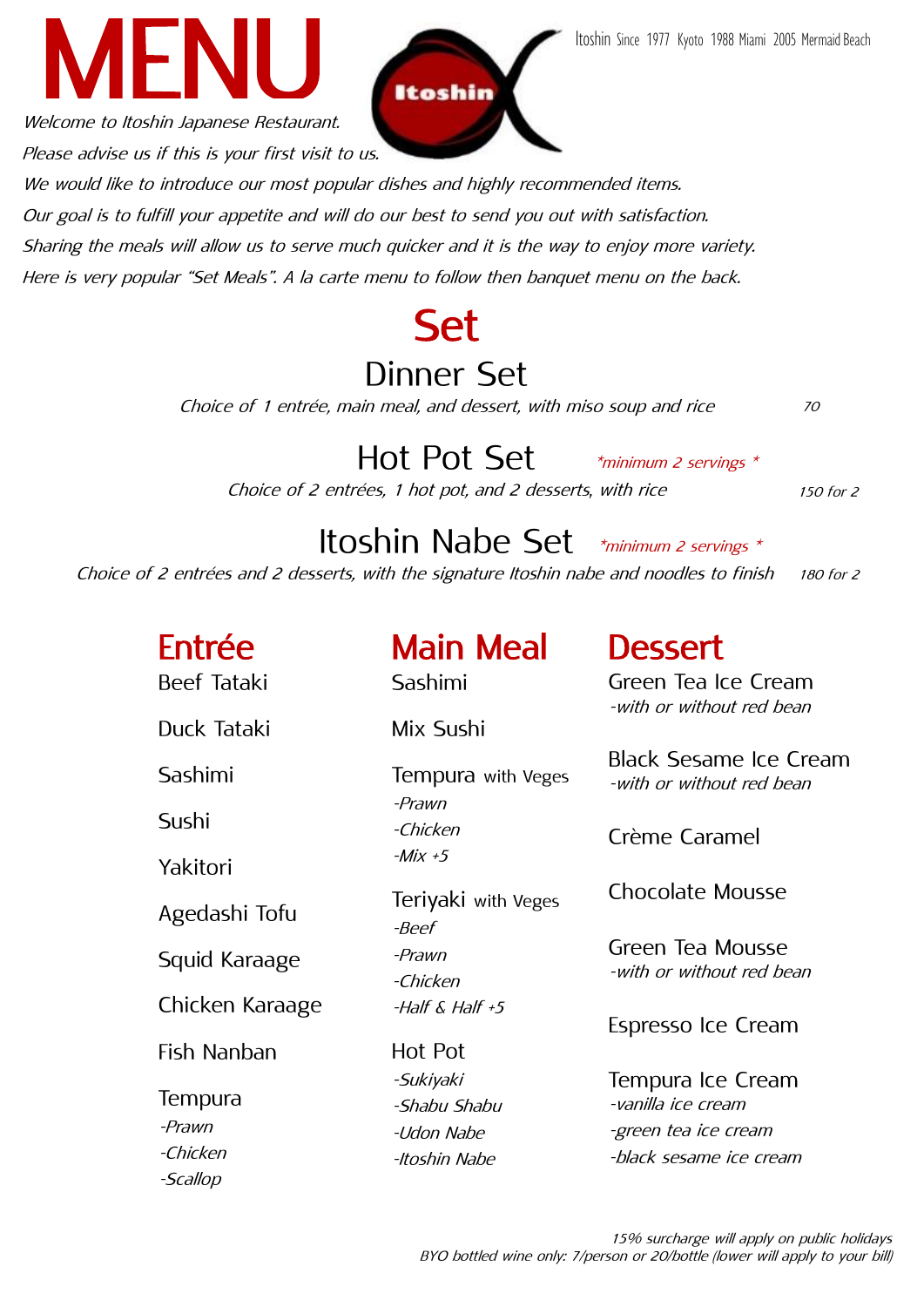# MENU

Itoshin Since 1977 Kyoto 1988 Miami 2005 Mermaid Beach

Itoshin

*Welcome to Itoshin Japanese Restaurant.*
*Please advise us if this is your first visit to us.*
*We would like to introduce our most popular dishes and highly recommended items.*
*Our goal is to fulfill your appetite and will do our best to send you out with satisfaction.*
*Sharing the meals will allow us to serve much quicker and it is the way to enjoy more variety.*
*Here is very popular "Set Meals". A la carte menu to follow then banquet menu on the back.*

## Set

### Dinner Set

*Choice of 1 entrée, main meal, and dessert, with miso soup and rice* — *70*

### Hot Pot Set *\*minimum 2 servings \**

*Choice of 2 entrées, 1 hot pot, and 2 desserts, with rice* — *150 for 2*

### Itoshin Nabe Set *\*minimum 2 servings \**

*Choice of 2 entrées and 2 desserts, with the signature Itoshin nabe and noodles to finish* — *180 for 2*

## Entrée

Beef Tataki

Duck Tataki

Sashimi

Sushi

Yakitori

Agedashi Tofu

Squid Karaage

Chicken Karaage

Fish Nanban

Tempura
- *Prawn*
- *Chicken*
- *Scallop*

## Main Meal

Sashimi

Mix Sushi

Tempura with Veges
- *Prawn*
- *Chicken*
- *Mix +5*

Teriyaki with Veges
- *Beef*
- *Prawn*
- *Chicken*
- *Half & Half +5*

Hot Pot
- *Sukiyaki*
- *Shabu Shabu*
- *Udon Nabe*
- *Itoshin Nabe*

## Dessert

Green Tea Ice Cream
*-with or without red bean*

Black Sesame Ice Cream
*-with or without red bean*

Crème Caramel

Chocolate Mousse

Green Tea Mousse
*-with or without red bean*

Espresso Ice Cream

Tempura Ice Cream
- *vanilla ice cream*
- *green tea ice cream*
- *black sesame ice cream*

*15% surcharge will apply on public holidays*
*BYO bottled wine only: 7/person or 20/bottle (lower will apply to your bill)*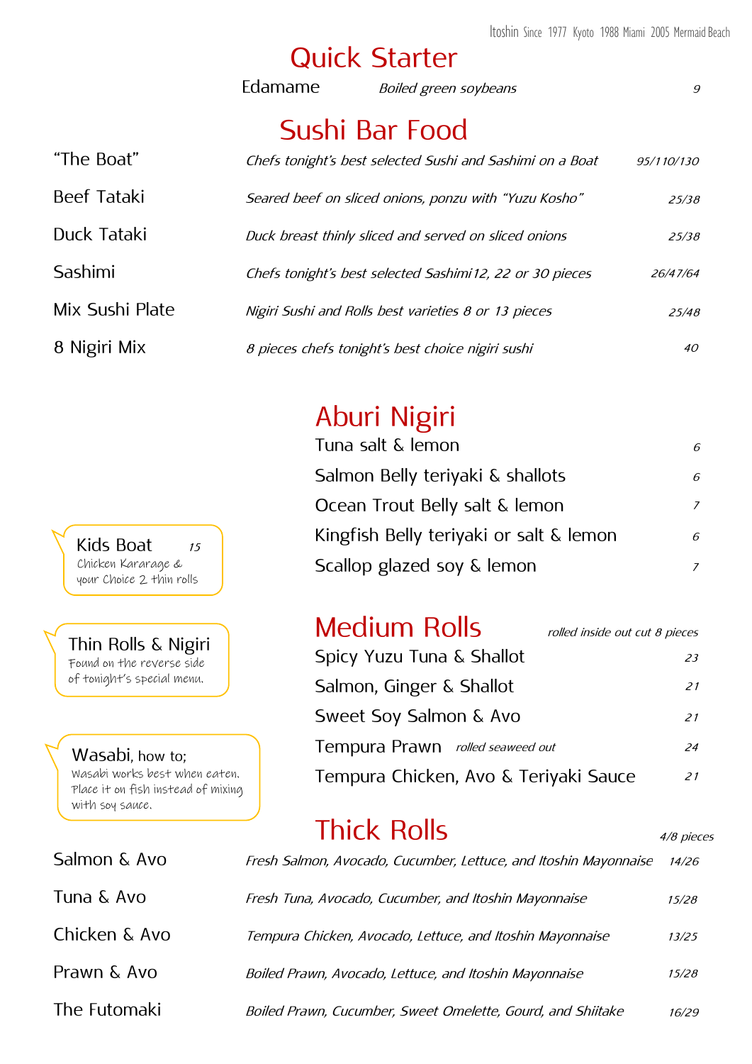Itoshin Since 1977 Kyoto 1988 Miami 2005 Mermaid Beach

## Quick Starter

| | | |
|---|---|---|
| Edamame | *Boiled green soybeans* | *9* |

## Sushi Bar Food

| | | |
|---|---|---|
| "The Boat" | *Chefs tonight's best selected Sushi and Sashimi on a Boat* | *95/110/130* |
| Beef Tataki | *Seared beef on sliced onions, ponzu with "Yuzu Kosho"* | *25/38* |
| Duck Tataki | *Duck breast thinly sliced and served on sliced onions* | *25/38* |
| Sashimi | *Chefs tonight's best selected Sashimi 12, 22 or 30 pieces* | *26/47/64* |
| Mix Sushi Plate | *Nigiri Sushi and Rolls best varieties 8 or 13 pieces* | *25/48* |
| 8 Nigiri Mix | *8 pieces chefs tonight's best choice nigiri sushi* | *40* |

## Aburi Nigiri

| | |
|---|---|
| Tuna salt & lemon | *6* |
| Salmon Belly teriyaki & shallots | *6* |
| Ocean Trout Belly salt & lemon | *7* |
| Kingfish Belly teriyaki or salt & lemon | *6* |
| Scallop glazed soy & lemon | *7* |

**Kids Boat** *15*
Chicken Kararage & your Choice 2 thin rolls

**Thin Rolls & Nigiri**
Found on the reverse side of tonight's special menu.

**Wasabi**, how to;
Wasabi works best when eaten. Place it on fish instead of mixing with soy sauce.

## Medium Rolls

*rolled inside out cut 8 pieces*

| | |
|---|---|
| Spicy Yuzu Tuna & Shallot | *23* |
| Salmon, Ginger & Shallot | *21* |
| Sweet Soy Salmon & Avo | *21* |
| Tempura Prawn *rolled seaweed out* | *24* |
| Tempura Chicken, Avo & Teriyaki Sauce | *21* |

## Thick Rolls

*4/8 pieces*

| | | |
|---|---|---|
| Salmon & Avo | *Fresh Salmon, Avocado, Cucumber, Lettuce, and Itoshin Mayonnaise* | *14/26* |
| Tuna & Avo | *Fresh Tuna, Avocado, Cucumber, and Itoshin Mayonnaise* | *15/28* |
| Chicken & Avo | *Tempura Chicken, Avocado, Lettuce, and Itoshin Mayonnaise* | *13/25* |
| Prawn & Avo | *Boiled Prawn, Avocado, Lettuce, and Itoshin Mayonnaise* | *15/28* |
| The Futomaki | *Boiled Prawn, Cucumber, Sweet Omelette, Gourd, and Shiitake* | *16/29* |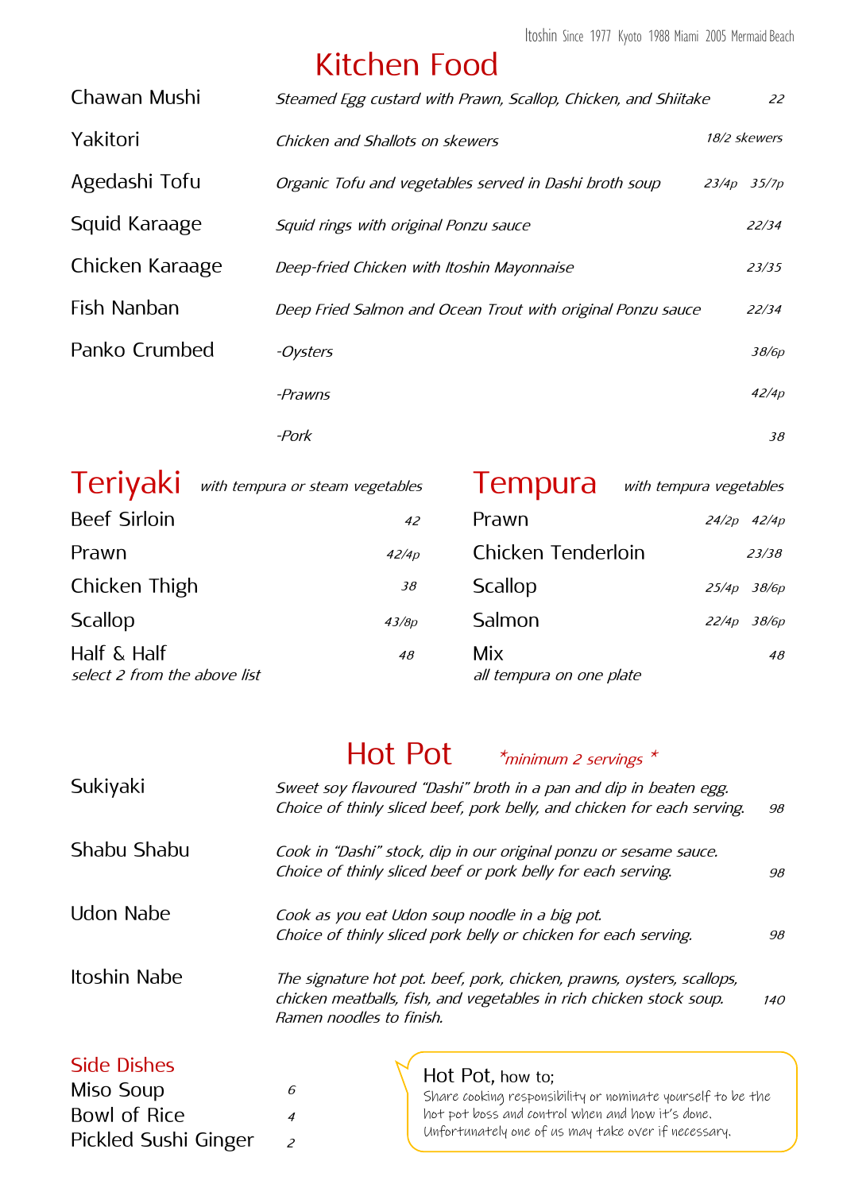Itoshin Since 1977 Kyoto 1988 Miami 2005 Mermaid Beach

# Kitchen Food

| Dish | Description | Price |
|---|---|---|
| Chawan Mushi | *Steamed Egg custard with Prawn, Scallop, Chicken, and Shiitake* | *22* |
| Yakitori | *Chicken and Shallots on skewers* | *18/2 skewers* |
| Agedashi Tofu | *Organic Tofu and vegetables served in Dashi broth soup* | *23/4p 35/7p* |
| Squid Karaage | *Squid rings with original Ponzu sauce* | *22/34* |
| Chicken Karaage | *Deep-fried Chicken with Itoshin Mayonnaise* | *23/35* |
| Fish Nanban | *Deep Fried Salmon and Ocean Trout with original Ponzu sauce* | *22/34* |
| Panko Crumbed | *-Oysters* | *38/6p* |
| | *-Prawns* | *42/4p* |
| | *-Pork* | *38* |

## Teriyaki *with tempura or steam vegetables*

| Dish | Price |
|---|---|
| Beef Sirloin | *42* |
| Prawn | *42/4p* |
| Chicken Thigh | *38* |
| Scallop | *43/8p* |
| Half & Half<br>*select 2 from the above list* | *48* |

## Tempura *with tempura vegetables*

| Dish | Price |
|---|---|
| Prawn | *24/2p 42/4p* |
| Chicken Tenderloin | *23/38* |
| Scallop | *25/4p 38/6p* |
| Salmon | *22/4p 38/6p* |
| Mix<br>*all tempura on one plate* | *48* |

# Hot Pot *\*minimum 2 servings \**

| Dish | Description | Price |
|---|---|---|
| Sukiyaki | *Sweet soy flavoured "Dashi" broth in a pan and dip in beaten egg. Choice of thinly sliced beef, pork belly, and chicken for each serving.* | *98* |
| Shabu Shabu | *Cook in "Dashi" stock, dip in our original ponzu or sesame sauce. Choice of thinly sliced beef or pork belly for each serving.* | *98* |
| Udon Nabe | *Cook as you eat Udon soup noodle in a big pot. Choice of thinly sliced pork belly or chicken for each serving.* | *98* |
| Itoshin Nabe | *The signature hot pot. beef, pork, chicken, prawns, oysters, scallops, chicken meatballs, fish, and vegetables in rich chicken stock soup. Ramen noodles to finish.* | *140* |

## Side Dishes

| Dish | Price |
|---|---|
| Miso Soup | *6* |
| Bowl of Rice | *4* |
| Pickled Sushi Ginger | *2* |

**Hot Pot, how to;**
Share cooking responsibility or nominate yourself to be the hot pot boss and control when and how it's done. Unfortunately one of us may take over if necessary.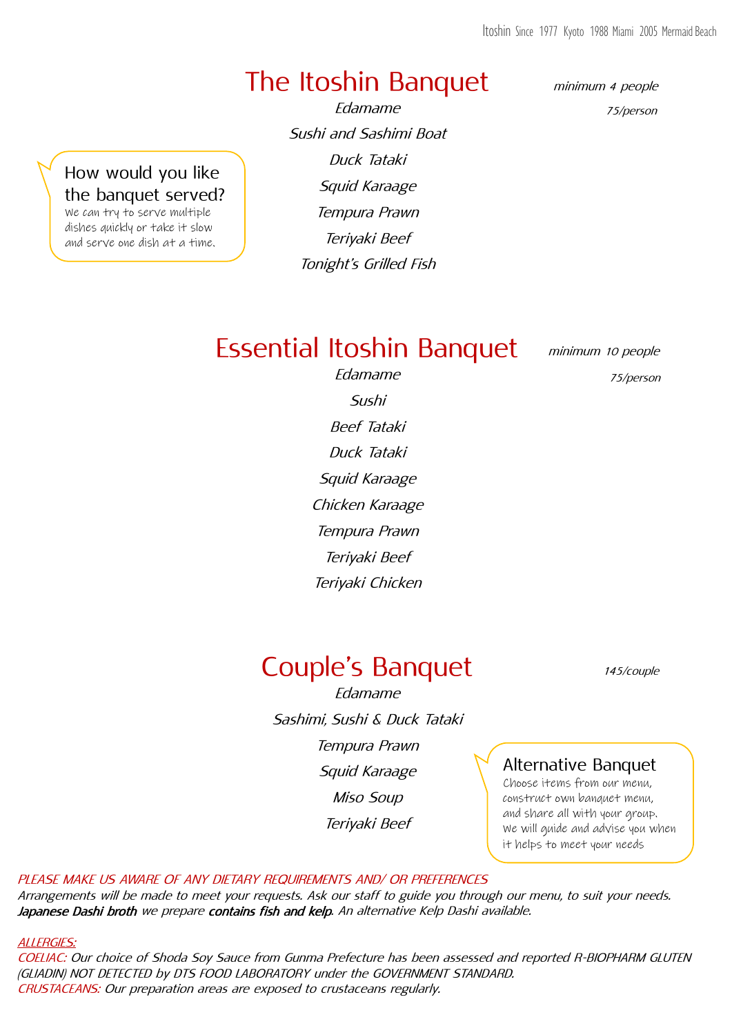## The Itoshin Banquet

*minimum 4 people*

*75/person*

*Edamame*

*Sushi and Sashimi Boat*

*Duck Tataki*

*Squid Karaage*

*Tempura Prawn*

*Teriyaki Beef*

*Tonight's Grilled Fish*

How would you like the banquet served?
We can try to serve multiple dishes quickly or take it slow and serve one dish at a time.

## Essential Itoshin Banquet

*minimum 10 people*

*75/person*

*Edamame*

*Sushi*

*Beef Tataki*

*Duck Tataki*

*Squid Karaage*

*Chicken Karaage*

*Tempura Prawn*

*Teriyaki Beef*

*Teriyaki Chicken*

## Couple's Banquet

*145/couple*

*Edamame*

*Sashimi, Sushi & Duck Tataki*

*Tempura Prawn*

*Squid Karaage*

*Miso Soup*

*Teriyaki Beef*

Alternative Banquet
Choose items from our menu, construct own banquet menu, and share all with your group. We will guide and advise you when it helps to meet your needs

*PLEASE MAKE US AWARE OF ANY DIETARY REQUIREMENTS AND/ OR PREFERENCES*
*Arrangements will be made to meet your requests. Ask our staff to guide you through our menu, to suit your needs.* ***Japanese Dashi broth*** *we prepare* ***contains fish and kelp****. An alternative Kelp Dashi available.*

*ALLERGIES:*
*COELIAC: Our choice of Shoda Soy Sauce from Gunma Prefecture has been assessed and reported R-BIOPHARM GLUTEN (GLIADIN) NOT DETECTED by DTS FOOD LABORATORY under the GOVERNMENT STANDARD.*
*CRUSTACEANS: Our preparation areas are exposed to crustaceans regularly.*